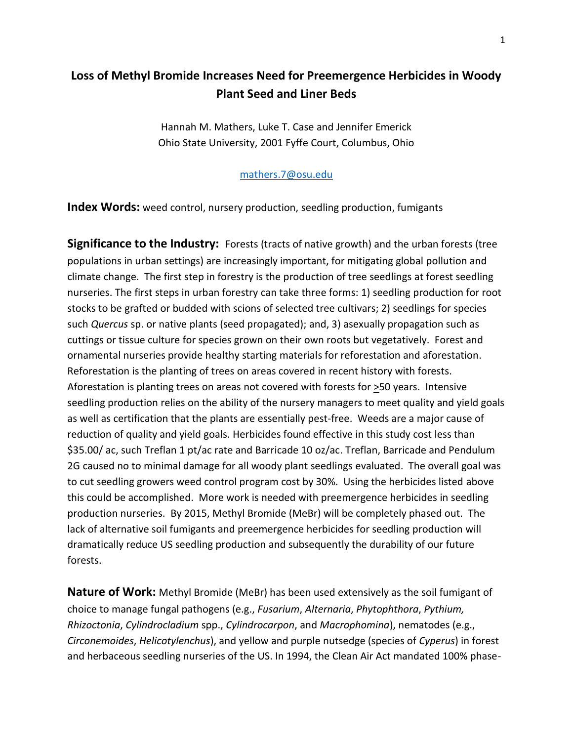# Loss of Methyl Bromide Increases Need for Preemergence Herbicides in Woody Plant Seed and Liner Beds

Hannah M. Mathers, Luke T. Case and Jennifer Emerick
Ohio State University, 2001 Fyffe Court, Columbus, Ohio

mathers.7@osu.edu

**Index Words:** weed control, nursery production, seedling production, fumigants

**Significance to the Industry:** Forests (tracts of native growth) and the urban forests (tree populations in urban settings) are increasingly important, for mitigating global pollution and climate change. The first step in forestry is the production of tree seedlings at forest seedling nurseries. The first steps in urban forestry can take three forms: 1) seedling production for root stocks to be grafted or budded with scions of selected tree cultivars; 2) seedlings for species such *Quercus* sp. or native plants (seed propagated); and, 3) asexually propagation such as cuttings or tissue culture for species grown on their own roots but vegetatively. Forest and ornamental nurseries provide healthy starting materials for reforestation and aforestation. Reforestation is the planting of trees on areas covered in recent history with forests. Aforestation is planting trees on areas not covered with forests for ≥50 years. Intensive seedling production relies on the ability of the nursery managers to meet quality and yield goals as well as certification that the plants are essentially pest-free. Weeds are a major cause of reduction of quality and yield goals. Herbicides found effective in this study cost less than $35.00/ ac, such Treflan 1 pt/ac rate and Barricade 10 oz/ac. Treflan, Barricade and Pendulum 2G caused no to minimal damage for all woody plant seedlings evaluated. The overall goal was to cut seedling growers weed control program cost by 30%. Using the herbicides listed above this could be accomplished. More work is needed with preemergence herbicides in seedling production nurseries. By 2015, Methyl Bromide (MeBr) will be completely phased out. The lack of alternative soil fumigants and preemergence herbicides for seedling production will dramatically reduce US seedling production and subsequently the durability of our future forests.

**Nature of Work:** Methyl Bromide (MeBr) has been used extensively as the soil fumigant of choice to manage fungal pathogens (e.g., *Fusarium*, *Alternaria*, *Phytophthora*, *Pythium, Rhizoctonia*, *Cylindrocladium* spp., *Cylindrocarpon*, and *Macrophomina*), nematodes (e.g., *Circonemoides*, *Helicotylenchus*), and yellow and purple nutsedge (species of *Cyperus*) in forest and herbaceous seedling nurseries of the US. In 1994, the Clean Air Act mandated 100% phase-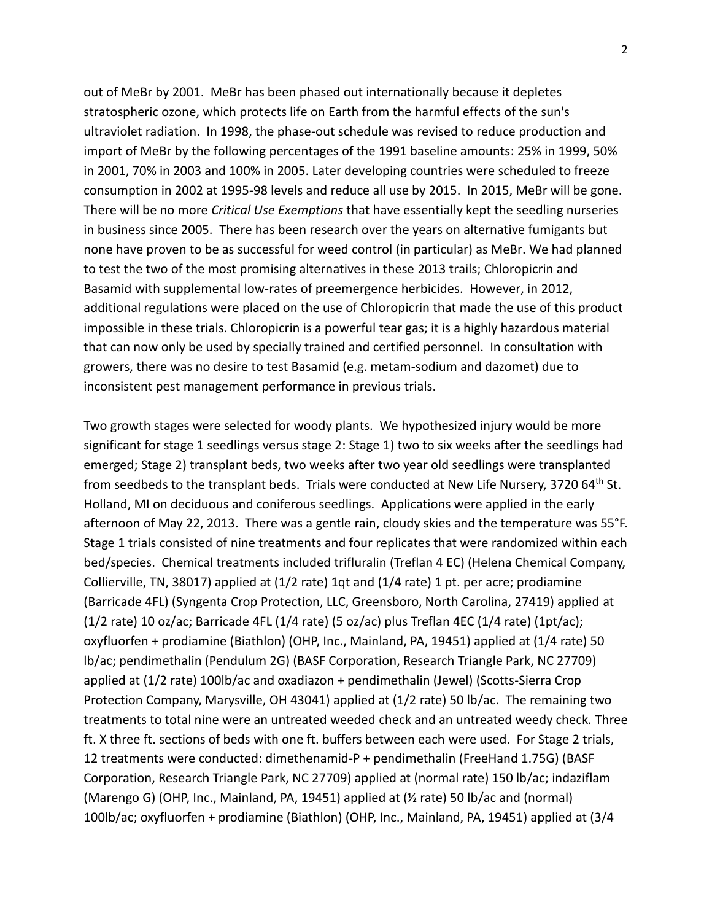out of MeBr by 2001. MeBr has been phased out internationally because it depletes stratospheric ozone, which protects life on Earth from the harmful effects of the sun's ultraviolet radiation. In 1998, the phase-out schedule was revised to reduce production and import of MeBr by the following percentages of the 1991 baseline amounts: 25% in 1999, 50% in 2001, 70% in 2003 and 100% in 2005. Later developing countries were scheduled to freeze consumption in 2002 at 1995-98 levels and reduce all use by 2015. In 2015, MeBr will be gone. There will be no more *Critical Use Exemptions* that have essentially kept the seedling nurseries in business since 2005. There has been research over the years on alternative fumigants but none have proven to be as successful for weed control (in particular) as MeBr. We had planned to test the two of the most promising alternatives in these 2013 trails; Chloropicrin and Basamid with supplemental low-rates of preemergence herbicides. However, in 2012, additional regulations were placed on the use of Chloropicrin that made the use of this product impossible in these trials. Chloropicrin is a powerful tear gas; it is a highly hazardous material that can now only be used by specially trained and certified personnel. In consultation with growers, there was no desire to test Basamid (e.g. metam-sodium and dazomet) due to inconsistent pest management performance in previous trials.

Two growth stages were selected for woody plants. We hypothesized injury would be more significant for stage 1 seedlings versus stage 2: Stage 1) two to six weeks after the seedlings had emerged; Stage 2) transplant beds, two weeks after two year old seedlings were transplanted from seedbeds to the transplant beds. Trials were conducted at New Life Nursery, 3720 64th St. Holland, MI on deciduous and coniferous seedlings. Applications were applied in the early afternoon of May 22, 2013. There was a gentle rain, cloudy skies and the temperature was 55°F. Stage 1 trials consisted of nine treatments and four replicates that were randomized within each bed/species. Chemical treatments included trifluralin (Treflan 4 EC) (Helena Chemical Company, Collierville, TN, 38017) applied at (1/2 rate) 1qt and (1/4 rate) 1 pt. per acre; prodiamine (Barricade 4FL) (Syngenta Crop Protection, LLC, Greensboro, North Carolina, 27419) applied at (1/2 rate) 10 oz/ac; Barricade 4FL (1/4 rate) (5 oz/ac) plus Treflan 4EC (1/4 rate) (1pt/ac); oxyfluorfen + prodiamine (Biathlon) (OHP, Inc., Mainland, PA, 19451) applied at (1/4 rate) 50 lb/ac; pendimethalin (Pendulum 2G) (BASF Corporation, Research Triangle Park, NC 27709) applied at (1/2 rate) 100lb/ac and oxadiazon + pendimethalin (Jewel) (Scotts-Sierra Crop Protection Company, Marysville, OH 43041) applied at (1/2 rate) 50 lb/ac. The remaining two treatments to total nine were an untreated weeded check and an untreated weedy check. Three ft. X three ft. sections of beds with one ft. buffers between each were used. For Stage 2 trials, 12 treatments were conducted: dimethenamid-P + pendimethalin (FreeHand 1.75G) (BASF Corporation, Research Triangle Park, NC 27709) applied at (normal rate) 150 lb/ac; indaziflam (Marengo G) (OHP, Inc., Mainland, PA, 19451) applied at (½ rate) 50 lb/ac and (normal) 100lb/ac; oxyfluorfen + prodiamine (Biathlon) (OHP, Inc., Mainland, PA, 19451) applied at (3/4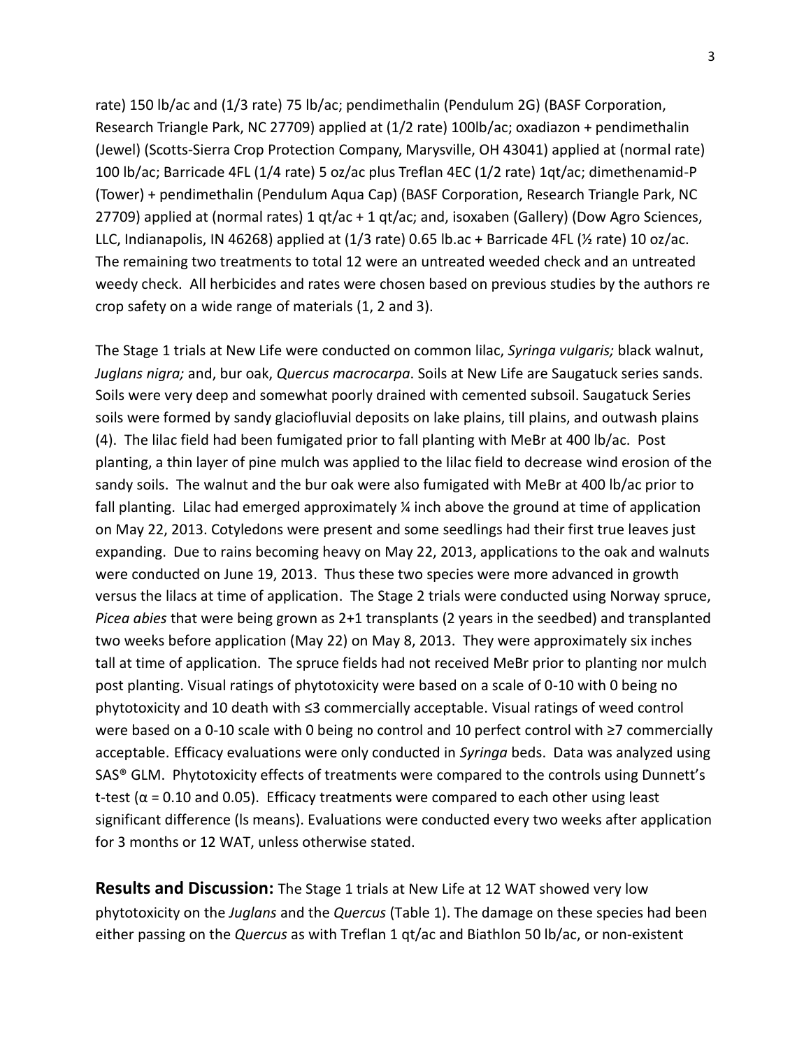rate) 150 lb/ac and (1/3 rate) 75 lb/ac; pendimethalin (Pendulum 2G) (BASF Corporation, Research Triangle Park, NC 27709) applied at (1/2 rate) 100lb/ac; oxadiazon + pendimethalin (Jewel) (Scotts-Sierra Crop Protection Company, Marysville, OH 43041) applied at (normal rate) 100 lb/ac; Barricade 4FL (1/4 rate) 5 oz/ac plus Treflan 4EC (1/2 rate) 1qt/ac; dimethenamid-P (Tower) + pendimethalin (Pendulum Aqua Cap) (BASF Corporation, Research Triangle Park, NC 27709) applied at (normal rates) 1 qt/ac + 1 qt/ac; and, isoxaben (Gallery) (Dow Agro Sciences, LLC, Indianapolis, IN 46268) applied at (1/3 rate) 0.65 lb.ac + Barricade 4FL (½ rate) 10 oz/ac. The remaining two treatments to total 12 were an untreated weeded check and an untreated weedy check. All herbicides and rates were chosen based on previous studies by the authors re crop safety on a wide range of materials (1, 2 and 3).

The Stage 1 trials at New Life were conducted on common lilac, *Syringa vulgaris;* black walnut, *Juglans nigra;* and, bur oak, *Quercus macrocarpa*. Soils at New Life are Saugatuck series sands. Soils were very deep and somewhat poorly drained with cemented subsoil. Saugatuck Series soils were formed by sandy glaciofluvial deposits on lake plains, till plains, and outwash plains (4). The lilac field had been fumigated prior to fall planting with MeBr at 400 lb/ac. Post planting, a thin layer of pine mulch was applied to the lilac field to decrease wind erosion of the sandy soils. The walnut and the bur oak were also fumigated with MeBr at 400 lb/ac prior to fall planting. Lilac had emerged approximately ¼ inch above the ground at time of application on May 22, 2013. Cotyledons were present and some seedlings had their first true leaves just expanding. Due to rains becoming heavy on May 22, 2013, applications to the oak and walnuts were conducted on June 19, 2013. Thus these two species were more advanced in growth versus the lilacs at time of application. The Stage 2 trials were conducted using Norway spruce, *Picea abies* that were being grown as 2+1 transplants (2 years in the seedbed) and transplanted two weeks before application (May 22) on May 8, 2013. They were approximately six inches tall at time of application. The spruce fields had not received MeBr prior to planting nor mulch post planting. Visual ratings of phytotoxicity were based on a scale of 0-10 with 0 being no phytotoxicity and 10 death with ≤3 commercially acceptable. Visual ratings of weed control were based on a 0-10 scale with 0 being no control and 10 perfect control with ≥7 commercially acceptable. Efficacy evaluations were only conducted in *Syringa* beds. Data was analyzed using SAS® GLM. Phytotoxicity effects of treatments were compared to the controls using Dunnett's t-test ($\alpha = 0.10$ and $0.05$). Efficacy treatments were compared to each other using least significant difference (ls means). Evaluations were conducted every two weeks after application for 3 months or 12 WAT, unless otherwise stated.

**Results and Discussion:** The Stage 1 trials at New Life at 12 WAT showed very low phytotoxicity on the *Juglans* and the *Quercus* (Table 1). The damage on these species had been either passing on the *Quercus* as with Treflan 1 qt/ac and Biathlon 50 lb/ac, or non-existent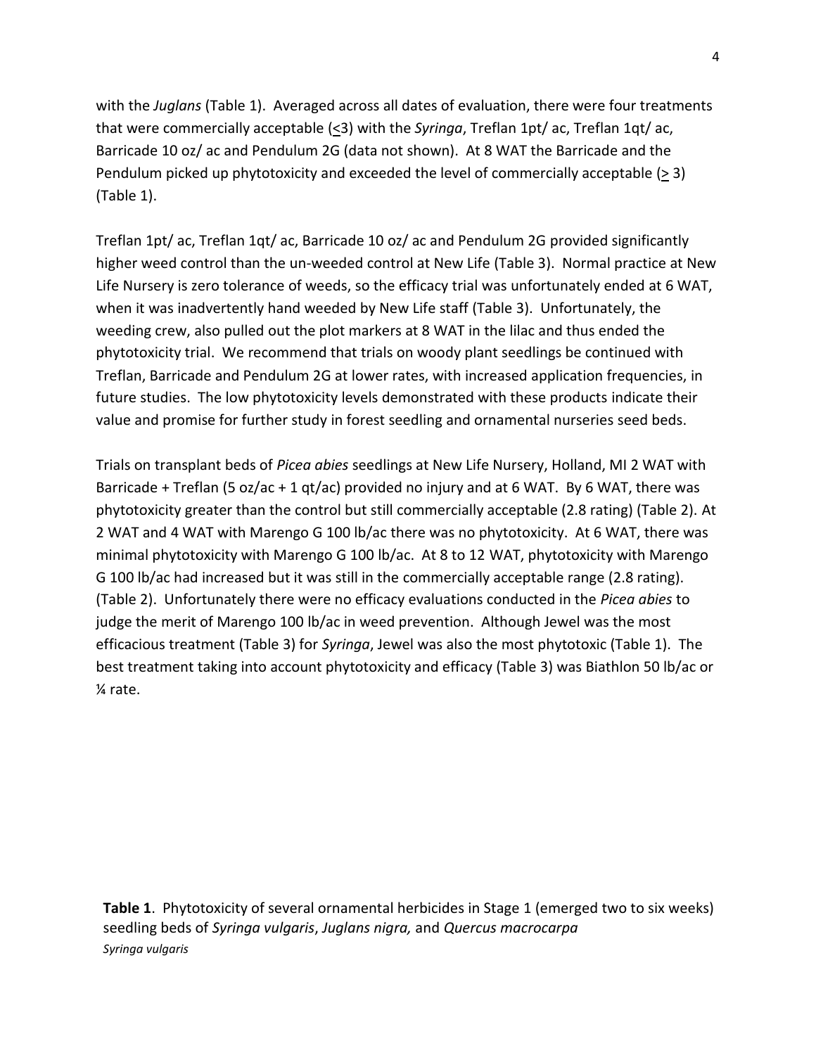with the *Juglans* (Table 1). Averaged across all dates of evaluation, there were four treatments that were commercially acceptable (≤3) with the *Syringa*, Treflan 1pt/ ac, Treflan 1qt/ ac, Barricade 10 oz/ ac and Pendulum 2G (data not shown). At 8 WAT the Barricade and the Pendulum picked up phytotoxicity and exceeded the level of commercially acceptable (≥ 3) (Table 1).

Treflan 1pt/ ac, Treflan 1qt/ ac, Barricade 10 oz/ ac and Pendulum 2G provided significantly higher weed control than the un-weeded control at New Life (Table 3). Normal practice at New Life Nursery is zero tolerance of weeds, so the efficacy trial was unfortunately ended at 6 WAT, when it was inadvertently hand weeded by New Life staff (Table 3). Unfortunately, the weeding crew, also pulled out the plot markers at 8 WAT in the lilac and thus ended the phytotoxicity trial. We recommend that trials on woody plant seedlings be continued with Treflan, Barricade and Pendulum 2G at lower rates, with increased application frequencies, in future studies. The low phytotoxicity levels demonstrated with these products indicate their value and promise for further study in forest seedling and ornamental nurseries seed beds.

Trials on transplant beds of *Picea abies* seedlings at New Life Nursery, Holland, MI 2 WAT with Barricade + Treflan (5 oz/ac + 1 qt/ac) provided no injury and at 6 WAT. By 6 WAT, there was phytotoxicity greater than the control but still commercially acceptable (2.8 rating) (Table 2). At 2 WAT and 4 WAT with Marengo G 100 lb/ac there was no phytotoxicity. At 6 WAT, there was minimal phytotoxicity with Marengo G 100 lb/ac. At 8 to 12 WAT, phytotoxicity with Marengo G 100 lb/ac had increased but it was still in the commercially acceptable range (2.8 rating). (Table 2). Unfortunately there were no efficacy evaluations conducted in the *Picea abies* to judge the merit of Marengo 100 lb/ac in weed prevention. Although Jewel was the most efficacious treatment (Table 3) for *Syringa*, Jewel was also the most phytotoxic (Table 1). The best treatment taking into account phytotoxicity and efficacy (Table 3) was Biathlon 50 lb/ac or ¼ rate.

**Table 1**. Phytotoxicity of several ornamental herbicides in Stage 1 (emerged two to six weeks) seedling beds of *Syringa vulgaris*, *Juglans nigra,* and *Quercus macrocarpa*

*Syringa vulgaris*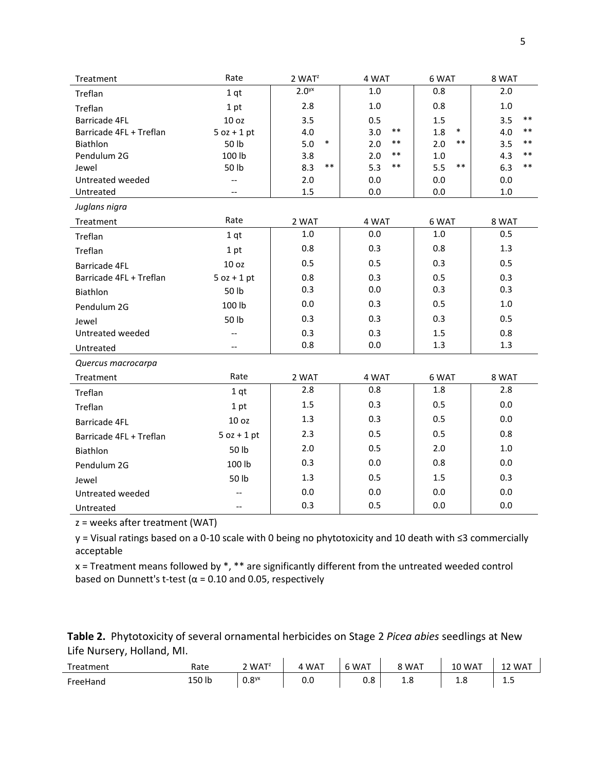| Treatment | Rate | 2 WAT[z] | 4 WAT | 6 WAT | 8 WAT |
|---|---|---|---|---|---|
| Treflan | 1 qt | 2.0[yx] | 1.0 | 0.8 | 2.0 |
| Treflan | 1 pt | 2.8 | 1.0 | 0.8 | 1.0 |
| Barricade 4FL | 10 oz | 3.5 | 0.5 | 1.5 | 3.5 ** |
| Barricade 4FL + Treflan | 5 oz + 1 pt | 4.0 | 3.0 ** | 1.8 * | 4.0 ** |
| Biathlon | 50 lb | 5.0 * | 2.0 ** | 2.0 ** | 3.5 ** |
| Pendulum 2G | 100 lb | 3.8 | 2.0 ** | 1.0 | 4.3 ** |
| Jewel | 50 lb | 8.3 ** | 5.3 ** | 5.5 ** | 6.3 ** |
| Untreated weeded | -- | 2.0 | 0.0 | 0.0 | 0.0 |
| Untreated | -- | 1.5 | 0.0 | 0.0 | 1.0 |

*Juglans nigra*

| Treatment | Rate | 2 WAT | 4 WAT | 6 WAT | 8 WAT |
|---|---|---|---|---|---|
| Treflan | 1 qt | 1.0 | 0.0 | 1.0 | 0.5 |
| Treflan | 1 pt | 0.8 | 0.3 | 0.8 | 1.3 |
| Barricade 4FL | 10 oz | 0.5 | 0.5 | 0.3 | 0.5 |
| Barricade 4FL + Treflan | 5 oz + 1 pt | 0.8 | 0.3 | 0.5 | 0.3 |
| Biathlon | 50 lb | 0.3 | 0.0 | 0.3 | 0.3 |
| Pendulum 2G | 100 lb | 0.0 | 0.3 | 0.5 | 1.0 |
| Jewel | 50 lb | 0.3 | 0.3 | 0.3 | 0.5 |
| Untreated weeded | -- | 0.3 | 0.3 | 1.5 | 0.8 |
| Untreated | -- | 0.8 | 0.0 | 1.3 | 1.3 |

*Quercus macrocarpa*

| Treatment | Rate | 2 WAT | 4 WAT | 6 WAT | 8 WAT |
|---|---|---|---|---|---|
| Treflan | 1 qt | 2.8 | 0.8 | 1.8 | 2.8 |
| Treflan | 1 pt | 1.5 | 0.3 | 0.5 | 0.0 |
| Barricade 4FL | 10 oz | 1.3 | 0.3 | 0.5 | 0.0 |
| Barricade 4FL + Treflan | 5 oz + 1 pt | 2.3 | 0.5 | 0.5 | 0.8 |
| Biathlon | 50 lb | 2.0 | 0.5 | 2.0 | 1.0 |
| Pendulum 2G | 100 lb | 0.3 | 0.0 | 0.8 | 0.0 |
| Jewel | 50 lb | 1.3 | 0.5 | 1.5 | 0.3 |
| Untreated weeded | -- | 0.0 | 0.0 | 0.0 | 0.0 |
| Untreated | -- | 0.3 | 0.5 | 0.0 | 0.0 |

z = weeks after treatment (WAT)

y = Visual ratings based on a 0-10 scale with 0 being no phytotoxicity and 10 death with ≤3 commercially acceptable

x = Treatment means followed by *, ** are significantly different from the untreated weeded control based on Dunnett's t-test (α = 0.10 and 0.05, respectively

**Table 2.** Phytotoxicity of several ornamental herbicides on Stage 2 *Picea abies* seedlings at New Life Nursery, Holland, MI.

| Treatment | Rate | 2 WAT[z] | 4 WAT | 6 WAT | 8 WAT | 10 WAT | 12 WAT |
|---|---|---|---|---|---|---|---|
| FreeHand | 150 lb | 0.8[yx] | 0.0 | 0.8 | 1.8 | 1.8 | 1.5 |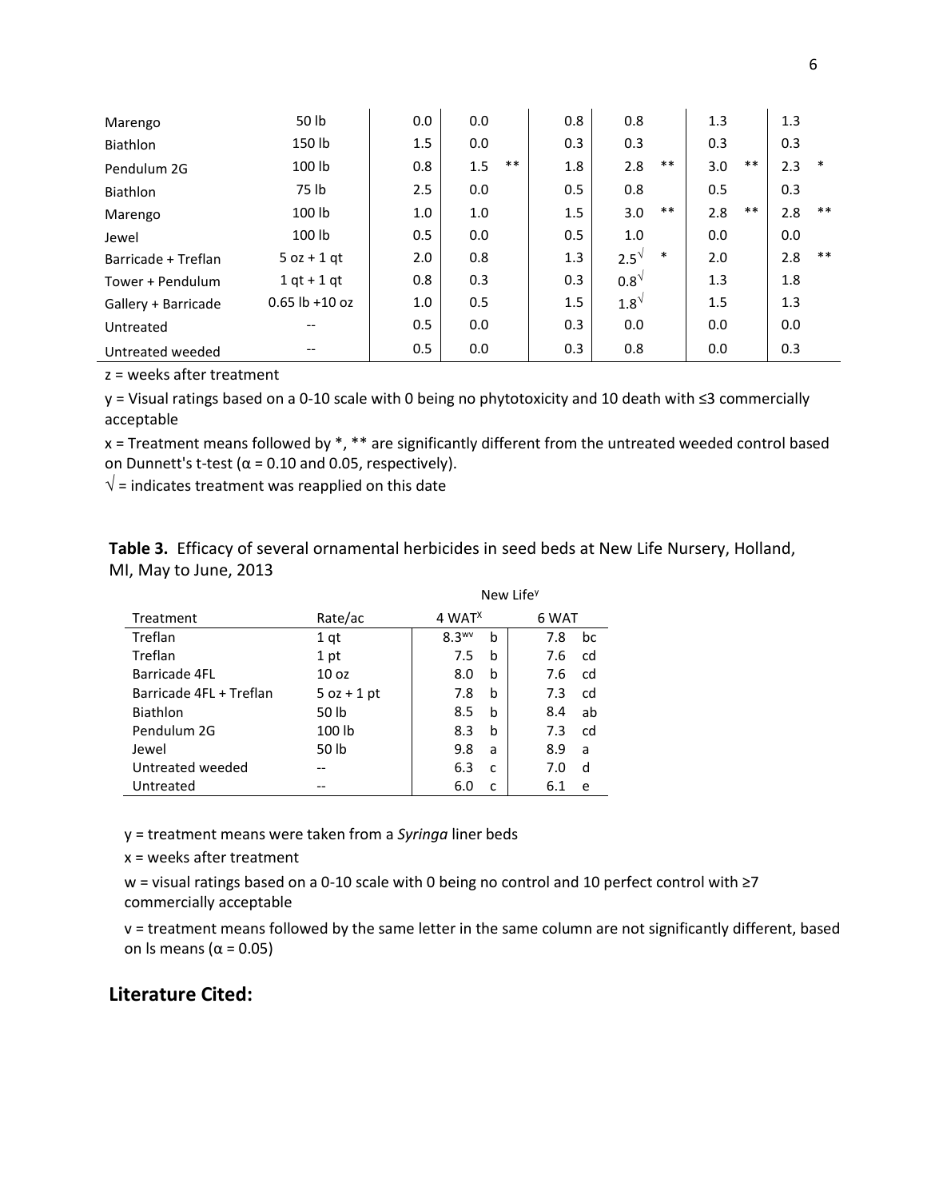| Marengo | 50 lb | 0.0 | 0.0 | | 0.8 | 0.8 | | 1.3 | | 1.3 | |
|---|---|---|---|---|---|---|---|---|---|---|---|
| Biathlon | 150 lb | 1.5 | 0.0 | | 0.3 | 0.3 | | 0.3 | | 0.3 | |
| Pendulum 2G | 100 lb | 0.8 | 1.5 | ** | 1.8 | 2.8 | ** | 3.0 | ** | 2.3 | * |
| Biathlon | 75 lb | 2.5 | 0.0 | | 0.5 | 0.8 | | 0.5 | | 0.3 | |
| Marengo | 100 lb | 1.0 | 1.0 | | 1.5 | 3.0 | ** | 2.8 | ** | 2.8 | ** |
| Jewel | 100 lb | 0.5 | 0.0 | | 0.5 | 1.0 | | 0.0 | | 0.0 | |
| Barricade + Treflan | 5 oz + 1 qt | 2.0 | 0.8 | | 1.3 | 2.5√ | * | 2.0 | | 2.8 | ** |
| Tower + Pendulum | 1 qt + 1 qt | 0.8 | 0.3 | | 0.3 | 0.8√ | | 1.3 | | 1.8 | |
| Gallery + Barricade | 0.65 lb +10 oz | 1.0 | 0.5 | | 1.5 | 1.8√ | | 1.5 | | 1.3 | |
| Untreated | -- | 0.5 | 0.0 | | 0.3 | 0.0 | | 0.0 | | 0.0 | |
| Untreated weeded | -- | 0.5 | 0.0 | | 0.3 | 0.8 | | 0.0 | | 0.3 | |

z = weeks after treatment

y = Visual ratings based on a 0-10 scale with 0 being no phytotoxicity and 10 death with ≤3 commercially acceptable

x = Treatment means followed by *, ** are significantly different from the untreated weeded control based on Dunnett's t-test ($\alpha = 0.10$ and 0.05, respectively).

√ = indicates treatment was reapplied on this date

**Table 3.** Efficacy of several ornamental herbicides in seed beds at New Life Nursery, Holland, MI, May to June, 2013

| | | New Life[y] | | | |
|---|---|---|---|---|---|
| Treatment | Rate/ac | 4 WAT[x] | | 6 WAT | |
| Treflan | 1 qt | 8.3[wv] | b | 7.8 | bc |
| Treflan | 1 pt | 7.5 | b | 7.6 | cd |
| Barricade 4FL | 10 oz | 8.0 | b | 7.6 | cd |
| Barricade 4FL + Treflan | 5 oz + 1 pt | 7.8 | b | 7.3 | cd |
| Biathlon | 50 lb | 8.5 | b | 8.4 | ab |
| Pendulum 2G | 100 lb | 8.3 | b | 7.3 | cd |
| Jewel | 50 lb | 9.8 | a | 8.9 | a |
| Untreated weeded | -- | 6.3 | c | 7.0 | d |
| Untreated | -- | 6.0 | c | 6.1 | e |

y = treatment means were taken from a *Syringa* liner beds

x = weeks after treatment

w = visual ratings based on a 0-10 scale with 0 being no control and 10 perfect control with ≥7 commercially acceptable

v = treatment means followed by the same letter in the same column are not significantly different, based on ls means ($\alpha = 0.05$)

## Literature Cited: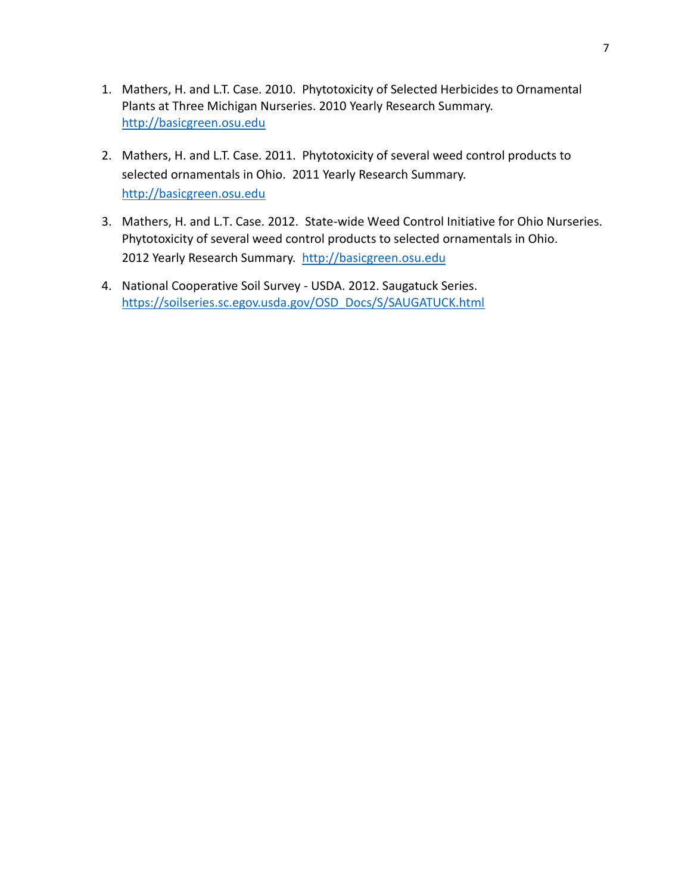1. Mathers, H. and L.T. Case. 2010. Phytotoxicity of Selected Herbicides to Ornamental Plants at Three Michigan Nurseries. 2010 Yearly Research Summary. http://basicgreen.osu.edu

2. Mathers, H. and L.T. Case. 2011. Phytotoxicity of several weed control products to selected ornamentals in Ohio. 2011 Yearly Research Summary. http://basicgreen.osu.edu

3. Mathers, H. and L.T. Case. 2012. State-wide Weed Control Initiative for Ohio Nurseries. Phytotoxicity of several weed control products to selected ornamentals in Ohio. 2012 Yearly Research Summary. http://basicgreen.osu.edu

4. National Cooperative Soil Survey - USDA. 2012. Saugatuck Series. https://soilseries.sc.egov.usda.gov/OSD_Docs/S/SAUGATUCK.html